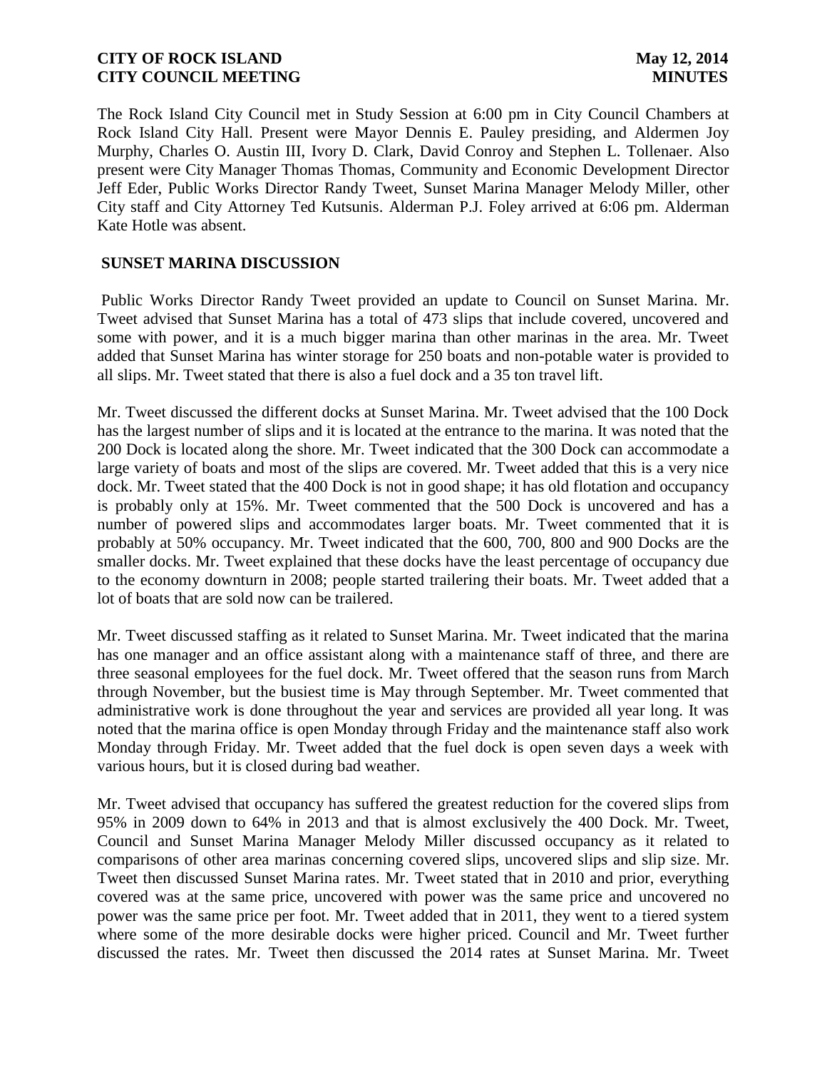**CITY OF ROCK ISLAND** **May 12, 2014**
**CITY COUNCIL MEETING** **MINUTES**

The Rock Island City Council met in Study Session at 6:00 pm in City Council Chambers at Rock Island City Hall. Present were Mayor Dennis E. Pauley presiding, and Aldermen Joy Murphy, Charles O. Austin III, Ivory D. Clark, David Conroy and Stephen L. Tollenaer. Also present were City Manager Thomas Thomas, Community and Economic Development Director Jeff Eder, Public Works Director Randy Tweet, Sunset Marina Manager Melody Miller, other City staff and City Attorney Ted Kutsunis. Alderman P.J. Foley arrived at 6:06 pm. Alderman Kate Hotle was absent.

**SUNSET MARINA DISCUSSION**

Public Works Director Randy Tweet provided an update to Council on Sunset Marina. Mr. Tweet advised that Sunset Marina has a total of 473 slips that include covered, uncovered and some with power, and it is a much bigger marina than other marinas in the area. Mr. Tweet added that Sunset Marina has winter storage for 250 boats and non-potable water is provided to all slips. Mr. Tweet stated that there is also a fuel dock and a 35 ton travel lift.

Mr. Tweet discussed the different docks at Sunset Marina. Mr. Tweet advised that the 100 Dock has the largest number of slips and it is located at the entrance to the marina. It was noted that the 200 Dock is located along the shore. Mr. Tweet indicated that the 300 Dock can accommodate a large variety of boats and most of the slips are covered. Mr. Tweet added that this is a very nice dock. Mr. Tweet stated that the 400 Dock is not in good shape; it has old flotation and occupancy is probably only at 15%. Mr. Tweet commented that the 500 Dock is uncovered and has a number of powered slips and accommodates larger boats. Mr. Tweet commented that it is probably at 50% occupancy. Mr. Tweet indicated that the 600, 700, 800 and 900 Docks are the smaller docks. Mr. Tweet explained that these docks have the least percentage of occupancy due to the economy downturn in 2008; people started trailering their boats. Mr. Tweet added that a lot of boats that are sold now can be trailered.

Mr. Tweet discussed staffing as it related to Sunset Marina. Mr. Tweet indicated that the marina has one manager and an office assistant along with a maintenance staff of three, and there are three seasonal employees for the fuel dock. Mr. Tweet offered that the season runs from March through November, but the busiest time is May through September. Mr. Tweet commented that administrative work is done throughout the year and services are provided all year long. It was noted that the marina office is open Monday through Friday and the maintenance staff also work Monday through Friday. Mr. Tweet added that the fuel dock is open seven days a week with various hours, but it is closed during bad weather.

Mr. Tweet advised that occupancy has suffered the greatest reduction for the covered slips from 95% in 2009 down to 64% in 2013 and that is almost exclusively the 400 Dock. Mr. Tweet, Council and Sunset Marina Manager Melody Miller discussed occupancy as it related to comparisons of other area marinas concerning covered slips, uncovered slips and slip size. Mr. Tweet then discussed Sunset Marina rates. Mr. Tweet stated that in 2010 and prior, everything covered was at the same price, uncovered with power was the same price and uncovered no power was the same price per foot. Mr. Tweet added that in 2011, they went to a tiered system where some of the more desirable docks were higher priced. Council and Mr. Tweet further discussed the rates. Mr. Tweet then discussed the 2014 rates at Sunset Marina. Mr. Tweet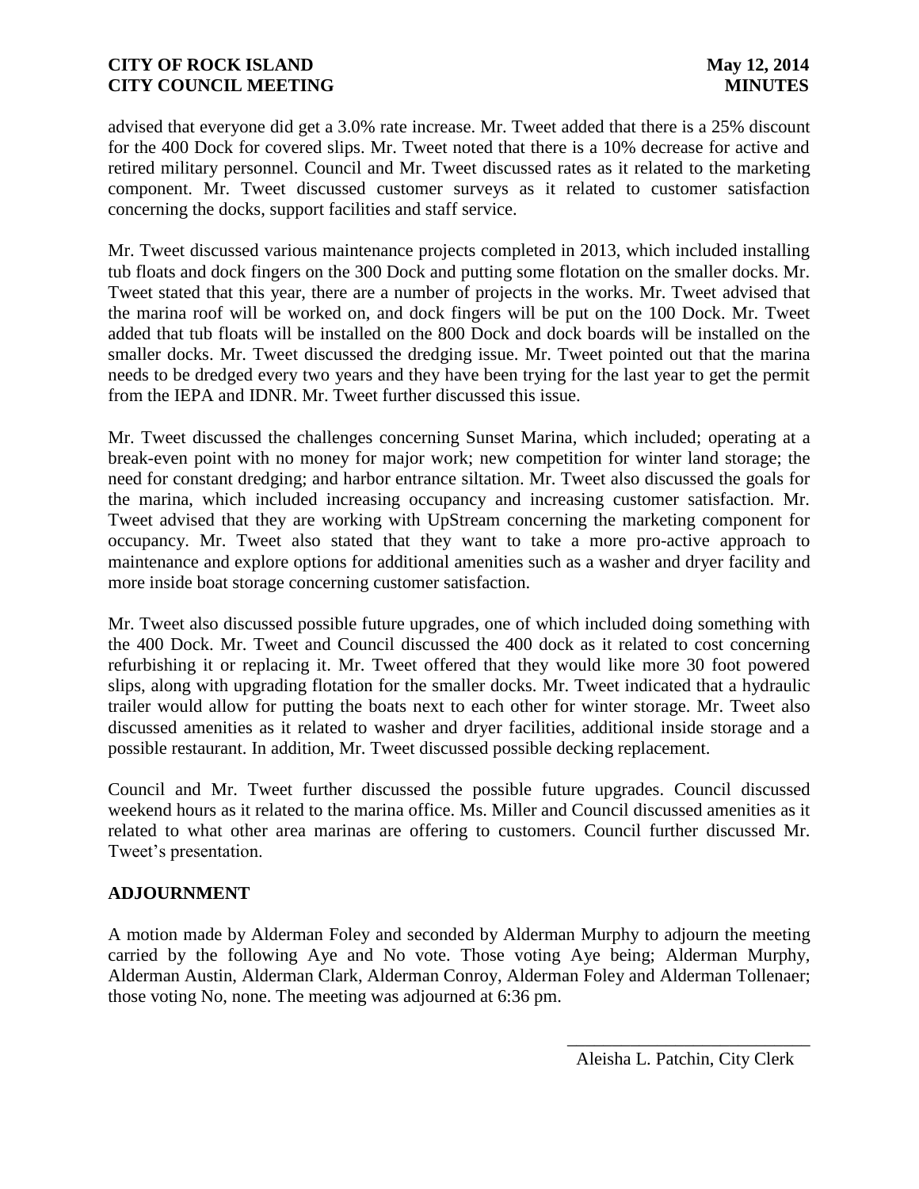advised that everyone did get a 3.0% rate increase. Mr. Tweet added that there is a 25% discount for the 400 Dock for covered slips. Mr. Tweet noted that there is a 10% decrease for active and retired military personnel. Council and Mr. Tweet discussed rates as it related to the marketing component. Mr. Tweet discussed customer surveys as it related to customer satisfaction concerning the docks, support facilities and staff service.

Mr. Tweet discussed various maintenance projects completed in 2013, which included installing tub floats and dock fingers on the 300 Dock and putting some flotation on the smaller docks. Mr. Tweet stated that this year, there are a number of projects in the works. Mr. Tweet advised that the marina roof will be worked on, and dock fingers will be put on the 100 Dock. Mr. Tweet added that tub floats will be installed on the 800 Dock and dock boards will be installed on the smaller docks. Mr. Tweet discussed the dredging issue. Mr. Tweet pointed out that the marina needs to be dredged every two years and they have been trying for the last year to get the permit from the IEPA and IDNR. Mr. Tweet further discussed this issue.

Mr. Tweet discussed the challenges concerning Sunset Marina, which included; operating at a break-even point with no money for major work; new competition for winter land storage; the need for constant dredging; and harbor entrance siltation. Mr. Tweet also discussed the goals for the marina, which included increasing occupancy and increasing customer satisfaction. Mr. Tweet advised that they are working with UpStream concerning the marketing component for occupancy. Mr. Tweet also stated that they want to take a more pro-active approach to maintenance and explore options for additional amenities such as a washer and dryer facility and more inside boat storage concerning customer satisfaction.

Mr. Tweet also discussed possible future upgrades, one of which included doing something with the 400 Dock. Mr. Tweet and Council discussed the 400 dock as it related to cost concerning refurbishing it or replacing it. Mr. Tweet offered that they would like more 30 foot powered slips, along with upgrading flotation for the smaller docks. Mr. Tweet indicated that a hydraulic trailer would allow for putting the boats next to each other for winter storage. Mr. Tweet also discussed amenities as it related to washer and dryer facilities, additional inside storage and a possible restaurant. In addition, Mr. Tweet discussed possible decking replacement.

Council and Mr. Tweet further discussed the possible future upgrades. Council discussed weekend hours as it related to the marina office. Ms. Miller and Council discussed amenities as it related to what other area marinas are offering to customers. Council further discussed Mr. Tweet's presentation.

## ADJOURNMENT

A motion made by Alderman Foley and seconded by Alderman Murphy to adjourn the meeting carried by the following Aye and No vote. Those voting Aye being; Alderman Murphy, Alderman Austin, Alderman Clark, Alderman Conroy, Alderman Foley and Alderman Tollenaer; those voting No, none. The meeting was adjourned at 6:36 pm.

\_\_\_\_\_\_\_\_\_\_\_\_\_\_\_\_\_\_\_\_\_\_\_\_\_\_\_\_\_\_

Aleisha L. Patchin, City Clerk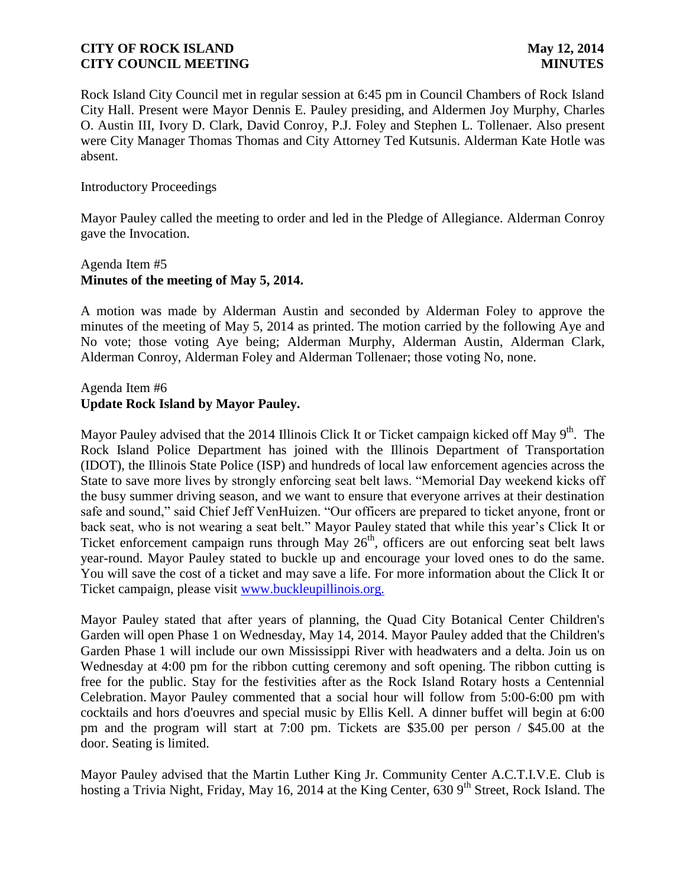Rock Island City Council met in regular session at 6:45 pm in Council Chambers of Rock Island City Hall. Present were Mayor Dennis E. Pauley presiding, and Aldermen Joy Murphy, Charles O. Austin III, Ivory D. Clark, David Conroy, P.J. Foley and Stephen L. Tollenaer. Also present were City Manager Thomas Thomas and City Attorney Ted Kutsunis. Alderman Kate Hotle was absent.

Introductory Proceedings

Mayor Pauley called the meeting to order and led in the Pledge of Allegiance. Alderman Conroy gave the Invocation.

Agenda Item #5
**Minutes of the meeting of May 5, 2014.**

A motion was made by Alderman Austin and seconded by Alderman Foley to approve the minutes of the meeting of May 5, 2014 as printed. The motion carried by the following Aye and No vote; those voting Aye being; Alderman Murphy, Alderman Austin, Alderman Clark, Alderman Conroy, Alderman Foley and Alderman Tollenaer; those voting No, none.

Agenda Item #6
**Update Rock Island by Mayor Pauley.**

Mayor Pauley advised that the 2014 Illinois Click It or Ticket campaign kicked off May 9th. The Rock Island Police Department has joined with the Illinois Department of Transportation (IDOT), the Illinois State Police (ISP) and hundreds of local law enforcement agencies across the State to save more lives by strongly enforcing seat belt laws. "Memorial Day weekend kicks off the busy summer driving season, and we want to ensure that everyone arrives at their destination safe and sound," said Chief Jeff VenHuizen. "Our officers are prepared to ticket anyone, front or back seat, who is not wearing a seat belt." Mayor Pauley stated that while this year's Click It or Ticket enforcement campaign runs through May 26th, officers are out enforcing seat belt laws year-round. Mayor Pauley stated to buckle up and encourage your loved ones to do the same. You will save the cost of a ticket and may save a life. For more information about the Click It or Ticket campaign, please visit www.buckleupillinois.org.

Mayor Pauley stated that after years of planning, the Quad City Botanical Center Children's Garden will open Phase 1 on Wednesday, May 14, 2014. Mayor Pauley added that the Children's Garden Phase 1 will include our own Mississippi River with headwaters and a delta. Join us on Wednesday at 4:00 pm for the ribbon cutting ceremony and soft opening. The ribbon cutting is free for the public. Stay for the festivities after as the Rock Island Rotary hosts a Centennial Celebration. Mayor Pauley commented that a social hour will follow from 5:00-6:00 pm with cocktails and hors d'oeuvres and special music by Ellis Kell. A dinner buffet will begin at 6:00 pm and the program will start at 7:00 pm. Tickets are $35.00 per person / $45.00 at the door. Seating is limited.

Mayor Pauley advised that the Martin Luther King Jr. Community Center A.C.T.I.V.E. Club is hosting a Trivia Night, Friday, May 16, 2014 at the King Center, 630 9th Street, Rock Island. The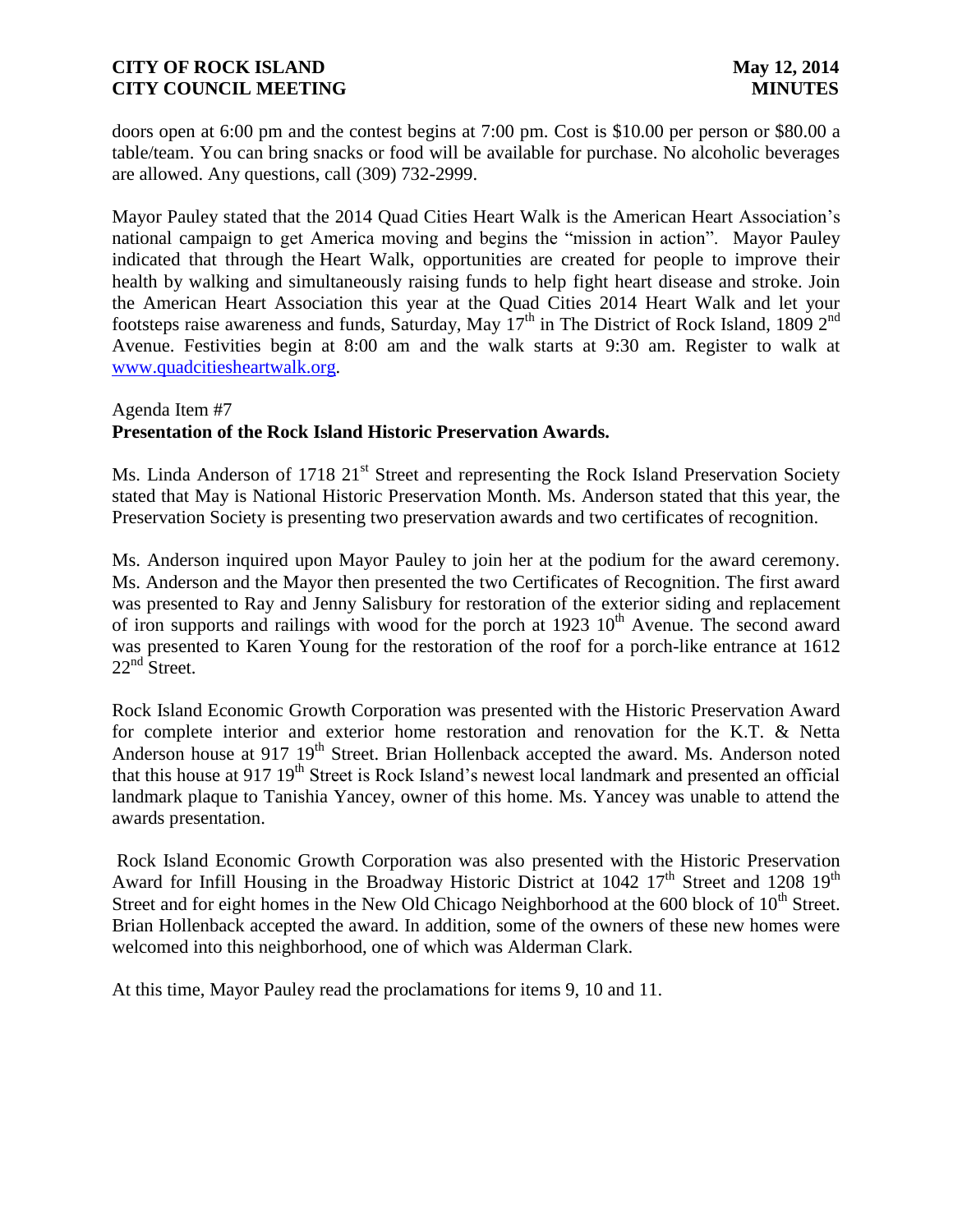doors open at 6:00 pm and the contest begins at 7:00 pm. Cost is $10.00 per person or $80.00 a table/team. You can bring snacks or food will be available for purchase. No alcoholic beverages are allowed. Any questions, call (309) 732-2999.

Mayor Pauley stated that the 2014 Quad Cities Heart Walk is the American Heart Association's national campaign to get America moving and begins the "mission in action". Mayor Pauley indicated that through the Heart Walk, opportunities are created for people to improve their health by walking and simultaneously raising funds to help fight heart disease and stroke. Join the American Heart Association this year at the Quad Cities 2014 Heart Walk and let your footsteps raise awareness and funds, Saturday, May 17th in The District of Rock Island, 1809 2nd Avenue. Festivities begin at 8:00 am and the walk starts at 9:30 am. Register to walk at www.quadcitiesheartwalk.org.

Agenda Item #7
**Presentation of the Rock Island Historic Preservation Awards.**

Ms. Linda Anderson of 1718 21st Street and representing the Rock Island Preservation Society stated that May is National Historic Preservation Month. Ms. Anderson stated that this year, the Preservation Society is presenting two preservation awards and two certificates of recognition.

Ms. Anderson inquired upon Mayor Pauley to join her at the podium for the award ceremony. Ms. Anderson and the Mayor then presented the two Certificates of Recognition. The first award was presented to Ray and Jenny Salisbury for restoration of the exterior siding and replacement of iron supports and railings with wood for the porch at 1923 10th Avenue. The second award was presented to Karen Young for the restoration of the roof for a porch-like entrance at 1612 22nd Street.

Rock Island Economic Growth Corporation was presented with the Historic Preservation Award for complete interior and exterior home restoration and renovation for the K.T. & Netta Anderson house at 917 19th Street. Brian Hollenback accepted the award. Ms. Anderson noted that this house at 917 19th Street is Rock Island's newest local landmark and presented an official landmark plaque to Tanishia Yancey, owner of this home. Ms. Yancey was unable to attend the awards presentation.

Rock Island Economic Growth Corporation was also presented with the Historic Preservation Award for Infill Housing in the Broadway Historic District at 1042 17th Street and 1208 19th Street and for eight homes in the New Old Chicago Neighborhood at the 600 block of 10th Street. Brian Hollenback accepted the award. In addition, some of the owners of these new homes were welcomed into this neighborhood, one of which was Alderman Clark.

At this time, Mayor Pauley read the proclamations for items 9, 10 and 11.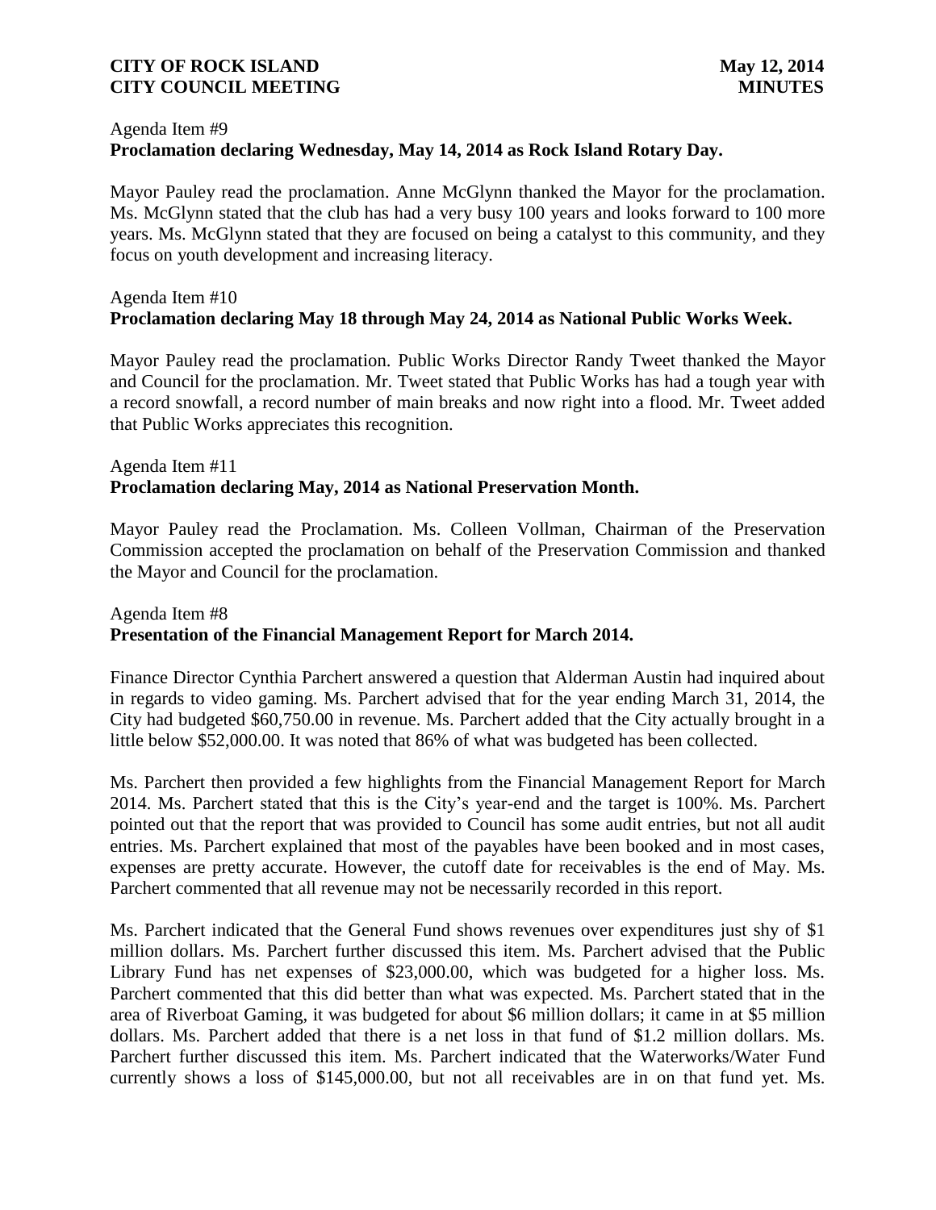Agenda Item #9

**Proclamation declaring Wednesday, May 14, 2014 as Rock Island Rotary Day.**

Mayor Pauley read the proclamation. Anne McGlynn thanked the Mayor for the proclamation. Ms. McGlynn stated that the club has had a very busy 100 years and looks forward to 100 more years. Ms. McGlynn stated that they are focused on being a catalyst to this community, and they focus on youth development and increasing literacy.

Agenda Item #10

**Proclamation declaring May 18 through May 24, 2014 as National Public Works Week.**

Mayor Pauley read the proclamation. Public Works Director Randy Tweet thanked the Mayor and Council for the proclamation. Mr. Tweet stated that Public Works has had a tough year with a record snowfall, a record number of main breaks and now right into a flood. Mr. Tweet added that Public Works appreciates this recognition.

Agenda Item #11

**Proclamation declaring May, 2014 as National Preservation Month.**

Mayor Pauley read the Proclamation. Ms. Colleen Vollman, Chairman of the Preservation Commission accepted the proclamation on behalf of the Preservation Commission and thanked the Mayor and Council for the proclamation.

Agenda Item #8

**Presentation of the Financial Management Report for March 2014.**

Finance Director Cynthia Parchert answered a question that Alderman Austin had inquired about in regards to video gaming. Ms. Parchert advised that for the year ending March 31, 2014, the City had budgeted $60,750.00 in revenue. Ms. Parchert added that the City actually brought in a little below $52,000.00. It was noted that 86% of what was budgeted has been collected.

Ms. Parchert then provided a few highlights from the Financial Management Report for March 2014. Ms. Parchert stated that this is the City's year-end and the target is 100%. Ms. Parchert pointed out that the report that was provided to Council has some audit entries, but not all audit entries. Ms. Parchert explained that most of the payables have been booked and in most cases, expenses are pretty accurate. However, the cutoff date for receivables is the end of May. Ms. Parchert commented that all revenue may not be necessarily recorded in this report.

Ms. Parchert indicated that the General Fund shows revenues over expenditures just shy of $1 million dollars. Ms. Parchert further discussed this item. Ms. Parchert advised that the Public Library Fund has net expenses of $23,000.00, which was budgeted for a higher loss. Ms. Parchert commented that this did better than what was expected. Ms. Parchert stated that in the area of Riverboat Gaming, it was budgeted for about $6 million dollars; it came in at $5 million dollars. Ms. Parchert added that there is a net loss in that fund of $1.2 million dollars. Ms. Parchert further discussed this item. Ms. Parchert indicated that the Waterworks/Water Fund currently shows a loss of $145,000.00, but not all receivables are in on that fund yet. Ms.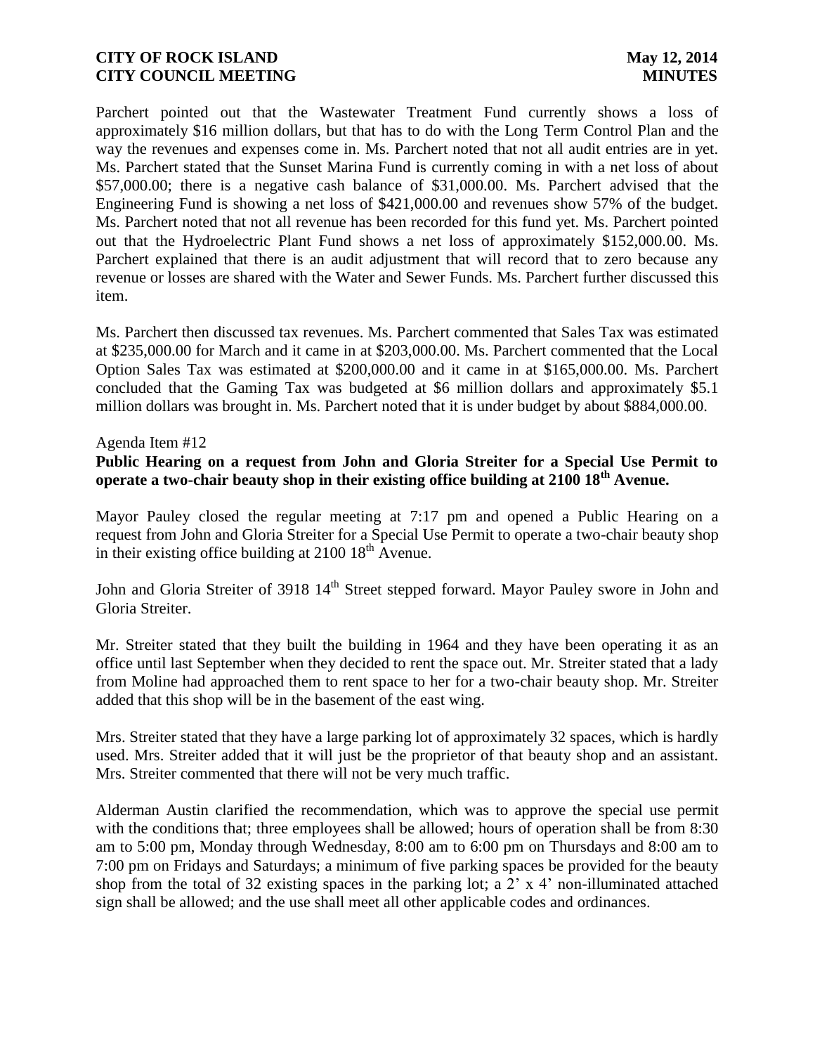Parchert pointed out that the Wastewater Treatment Fund currently shows a loss of approximately $16 million dollars, but that has to do with the Long Term Control Plan and the way the revenues and expenses come in. Ms. Parchert noted that not all audit entries are in yet. Ms. Parchert stated that the Sunset Marina Fund is currently coming in with a net loss of about $57,000.00; there is a negative cash balance of $31,000.00. Ms. Parchert advised that the Engineering Fund is showing a net loss of $421,000.00 and revenues show 57% of the budget. Ms. Parchert noted that not all revenue has been recorded for this fund yet. Ms. Parchert pointed out that the Hydroelectric Plant Fund shows a net loss of approximately $152,000.00. Ms. Parchert explained that there is an audit adjustment that will record that to zero because any revenue or losses are shared with the Water and Sewer Funds. Ms. Parchert further discussed this item.

Ms. Parchert then discussed tax revenues. Ms. Parchert commented that Sales Tax was estimated at $235,000.00 for March and it came in at $203,000.00. Ms. Parchert commented that the Local Option Sales Tax was estimated at $200,000.00 and it came in at $165,000.00. Ms. Parchert concluded that the Gaming Tax was budgeted at $6 million dollars and approximately $5.1 million dollars was brought in. Ms. Parchert noted that it is under budget by about $884,000.00.

Agenda Item #12

**Public Hearing on a request from John and Gloria Streiter for a Special Use Permit to operate a two-chair beauty shop in their existing office building at 2100 18th Avenue.**

Mayor Pauley closed the regular meeting at 7:17 pm and opened a Public Hearing on a request from John and Gloria Streiter for a Special Use Permit to operate a two-chair beauty shop in their existing office building at 2100 18th Avenue.

John and Gloria Streiter of 3918 14th Street stepped forward. Mayor Pauley swore in John and Gloria Streiter.

Mr. Streiter stated that they built the building in 1964 and they have been operating it as an office until last September when they decided to rent the space out. Mr. Streiter stated that a lady from Moline had approached them to rent space to her for a two-chair beauty shop. Mr. Streiter added that this shop will be in the basement of the east wing.

Mrs. Streiter stated that they have a large parking lot of approximately 32 spaces, which is hardly used. Mrs. Streiter added that it will just be the proprietor of that beauty shop and an assistant. Mrs. Streiter commented that there will not be very much traffic.

Alderman Austin clarified the recommendation, which was to approve the special use permit with the conditions that; three employees shall be allowed; hours of operation shall be from 8:30 am to 5:00 pm, Monday through Wednesday, 8:00 am to 6:00 pm on Thursdays and 8:00 am to 7:00 pm on Fridays and Saturdays; a minimum of five parking spaces be provided for the beauty shop from the total of 32 existing spaces in the parking lot; a 2' x 4' non-illuminated attached sign shall be allowed; and the use shall meet all other applicable codes and ordinances.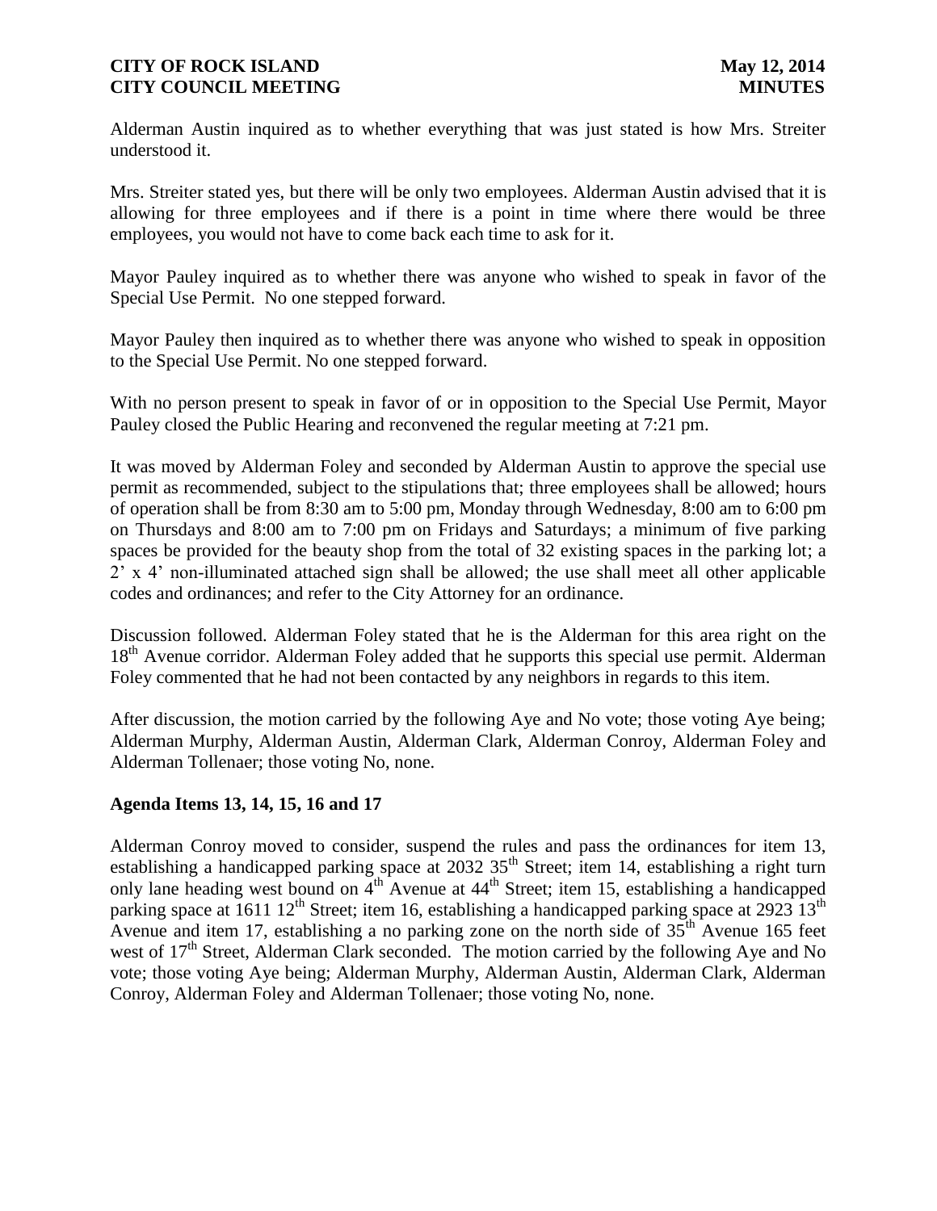Alderman Austin inquired as to whether everything that was just stated is how Mrs. Streiter understood it.

Mrs. Streiter stated yes, but there will be only two employees. Alderman Austin advised that it is allowing for three employees and if there is a point in time where there would be three employees, you would not have to come back each time to ask for it.

Mayor Pauley inquired as to whether there was anyone who wished to speak in favor of the Special Use Permit. No one stepped forward.

Mayor Pauley then inquired as to whether there was anyone who wished to speak in opposition to the Special Use Permit. No one stepped forward.

With no person present to speak in favor of or in opposition to the Special Use Permit, Mayor Pauley closed the Public Hearing and reconvened the regular meeting at 7:21 pm.

It was moved by Alderman Foley and seconded by Alderman Austin to approve the special use permit as recommended, subject to the stipulations that; three employees shall be allowed; hours of operation shall be from 8:30 am to 5:00 pm, Monday through Wednesday, 8:00 am to 6:00 pm on Thursdays and 8:00 am to 7:00 pm on Fridays and Saturdays; a minimum of five parking spaces be provided for the beauty shop from the total of 32 existing spaces in the parking lot; a 2' x 4' non-illuminated attached sign shall be allowed; the use shall meet all other applicable codes and ordinances; and refer to the City Attorney for an ordinance.

Discussion followed. Alderman Foley stated that he is the Alderman for this area right on the 18th Avenue corridor. Alderman Foley added that he supports this special use permit. Alderman Foley commented that he had not been contacted by any neighbors in regards to this item.

After discussion, the motion carried by the following Aye and No vote; those voting Aye being; Alderman Murphy, Alderman Austin, Alderman Clark, Alderman Conroy, Alderman Foley and Alderman Tollenaer; those voting No, none.

## Agenda Items 13, 14, 15, 16 and 17

Alderman Conroy moved to consider, suspend the rules and pass the ordinances for item 13, establishing a handicapped parking space at 2032 35th Street; item 14, establishing a right turn only lane heading west bound on 4th Avenue at 44th Street; item 15, establishing a handicapped parking space at 1611 12th Street; item 16, establishing a handicapped parking space at 2923 13th Avenue and item 17, establishing a no parking zone on the north side of 35th Avenue 165 feet west of 17th Street, Alderman Clark seconded. The motion carried by the following Aye and No vote; those voting Aye being; Alderman Murphy, Alderman Austin, Alderman Clark, Alderman Conroy, Alderman Foley and Alderman Tollenaer; those voting No, none.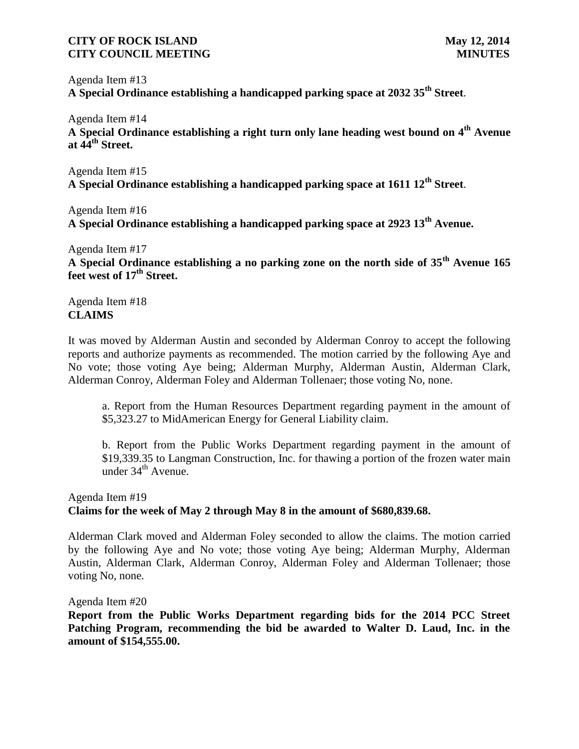Agenda Item #13
**A Special Ordinance establishing a handicapped parking space at 2032 35th Street**.

Agenda Item #14
**A Special Ordinance establishing a right turn only lane heading west bound on 4th Avenue at 44th Street.**

Agenda Item #15
**A Special Ordinance establishing a handicapped parking space at 1611 12th Street**.

Agenda Item #16
**A Special Ordinance establishing a handicapped parking space at 2923 13th Avenue.**

Agenda Item #17
**A Special Ordinance establishing a no parking zone on the north side of 35th Avenue 165 feet west of 17th Street.**

Agenda Item #18
**CLAIMS**

It was moved by Alderman Austin and seconded by Alderman Conroy to accept the following reports and authorize payments as recommended. The motion carried by the following Aye and No vote; those voting Aye being; Alderman Murphy, Alderman Austin, Alderman Clark, Alderman Conroy, Alderman Foley and Alderman Tollenaer; those voting No, none.

a. Report from the Human Resources Department regarding payment in the amount of $5,323.27 to MidAmerican Energy for General Liability claim.

b. Report from the Public Works Department regarding payment in the amount of $19,339.35 to Langman Construction, Inc. for thawing a portion of the frozen water main under 34th Avenue.

Agenda Item #19
**Claims for the week of May 2 through May 8 in the amount of $680,839.68.**

Alderman Clark moved and Alderman Foley seconded to allow the claims. The motion carried by the following Aye and No vote; those voting Aye being; Alderman Murphy, Alderman Austin, Alderman Clark, Alderman Conroy, Alderman Foley and Alderman Tollenaer; those voting No, none.

Agenda Item #20
**Report from the Public Works Department regarding bids for the 2014 PCC Street Patching Program, recommending the bid be awarded to Walter D. Laud, Inc. in the amount of $154,555.00.**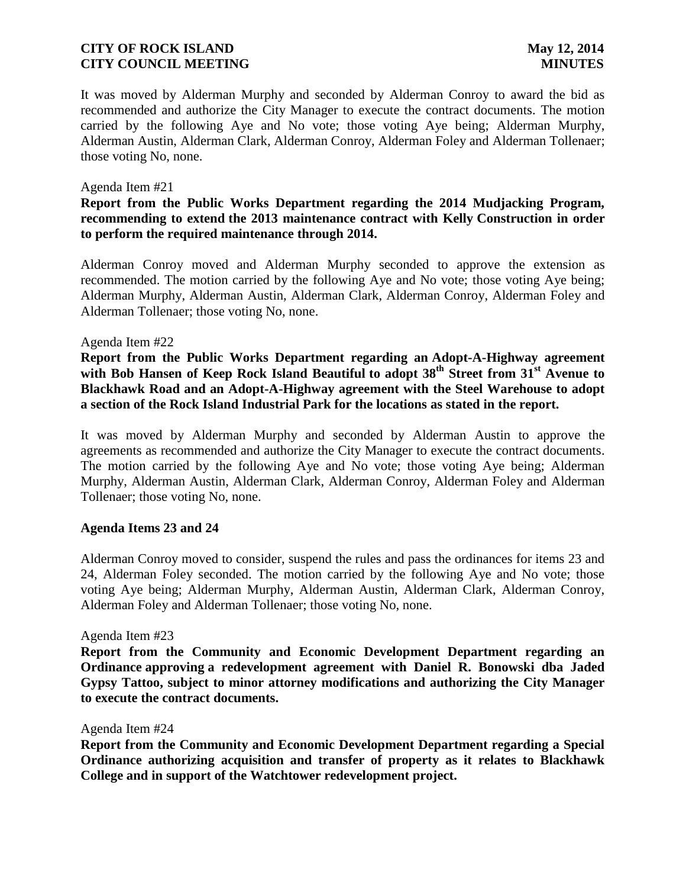It was moved by Alderman Murphy and seconded by Alderman Conroy to award the bid as recommended and authorize the City Manager to execute the contract documents. The motion carried by the following Aye and No vote; those voting Aye being; Alderman Murphy, Alderman Austin, Alderman Clark, Alderman Conroy, Alderman Foley and Alderman Tollenaer; those voting No, none.

Agenda Item #21

**Report from the Public Works Department regarding the 2014 Mudjacking Program, recommending to extend the 2013 maintenance contract with Kelly Construction in order to perform the required maintenance through 2014.**

Alderman Conroy moved and Alderman Murphy seconded to approve the extension as recommended. The motion carried by the following Aye and No vote; those voting Aye being; Alderman Murphy, Alderman Austin, Alderman Clark, Alderman Conroy, Alderman Foley and Alderman Tollenaer; those voting No, none.

Agenda Item #22

**Report from the Public Works Department regarding an Adopt-A-Highway agreement with Bob Hansen of Keep Rock Island Beautiful to adopt 38th Street from 31st Avenue to Blackhawk Road and an Adopt-A-Highway agreement with the Steel Warehouse to adopt a section of the Rock Island Industrial Park for the locations as stated in the report.**

It was moved by Alderman Murphy and seconded by Alderman Austin to approve the agreements as recommended and authorize the City Manager to execute the contract documents. The motion carried by the following Aye and No vote; those voting Aye being; Alderman Murphy, Alderman Austin, Alderman Clark, Alderman Conroy, Alderman Foley and Alderman Tollenaer; those voting No, none.

**Agenda Items 23 and 24**

Alderman Conroy moved to consider, suspend the rules and pass the ordinances for items 23 and 24, Alderman Foley seconded. The motion carried by the following Aye and No vote; those voting Aye being; Alderman Murphy, Alderman Austin, Alderman Clark, Alderman Conroy, Alderman Foley and Alderman Tollenaer; those voting No, none.

Agenda Item #23

**Report from the Community and Economic Development Department regarding an Ordinance approving a redevelopment agreement with Daniel R. Bonowski dba Jaded Gypsy Tattoo, subject to minor attorney modifications and authorizing the City Manager to execute the contract documents.**

Agenda Item #24

**Report from the Community and Economic Development Department regarding a Special Ordinance authorizing acquisition and transfer of property as it relates to Blackhawk College and in support of the Watchtower redevelopment project.**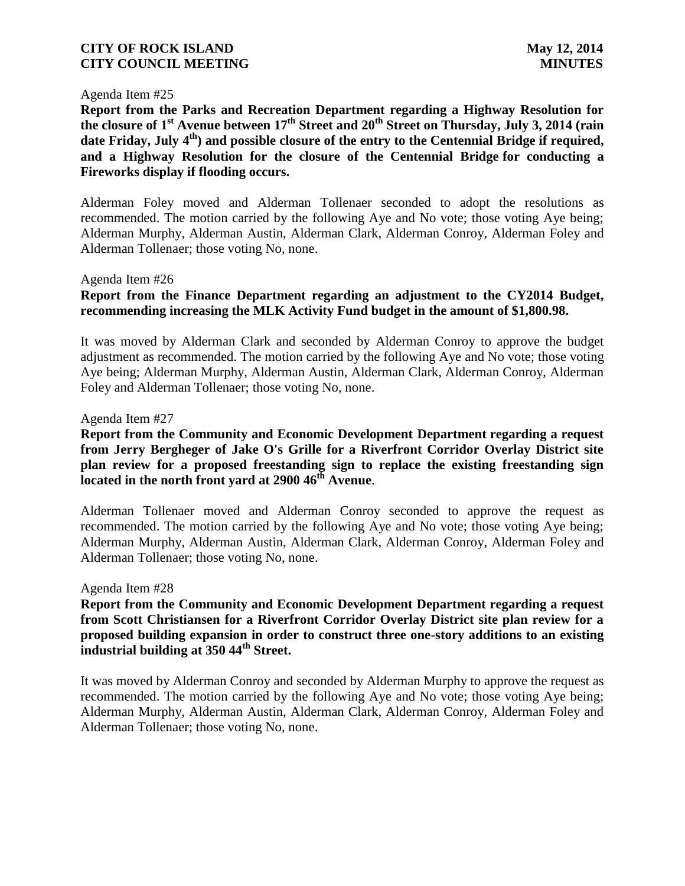Agenda Item #25

**Report from the Parks and Recreation Department regarding a Highway Resolution for the closure of 1st Avenue between 17th Street and 20th Street on Thursday, July 3, 2014 (rain date Friday, July 4th) and possible closure of the entry to the Centennial Bridge if required, and a Highway Resolution for the closure of the Centennial Bridge for conducting a Fireworks display if flooding occurs.**

Alderman Foley moved and Alderman Tollenaer seconded to adopt the resolutions as recommended. The motion carried by the following Aye and No vote; those voting Aye being; Alderman Murphy, Alderman Austin, Alderman Clark, Alderman Conroy, Alderman Foley and Alderman Tollenaer; those voting No, none.

Agenda Item #26

**Report from the Finance Department regarding an adjustment to the CY2014 Budget, recommending increasing the MLK Activity Fund budget in the amount of $1,800.98.**

It was moved by Alderman Clark and seconded by Alderman Conroy to approve the budget adjustment as recommended. The motion carried by the following Aye and No vote; those voting Aye being; Alderman Murphy, Alderman Austin, Alderman Clark, Alderman Conroy, Alderman Foley and Alderman Tollenaer; those voting No, none.

Agenda Item #27

**Report from the Community and Economic Development Department regarding a request from Jerry Bergheger of Jake O's Grille for a Riverfront Corridor Overlay District site plan review for a proposed freestanding sign to replace the existing freestanding sign located in the north front yard at 2900 46th Avenue**.

Alderman Tollenaer moved and Alderman Conroy seconded to approve the request as recommended. The motion carried by the following Aye and No vote; those voting Aye being; Alderman Murphy, Alderman Austin, Alderman Clark, Alderman Conroy, Alderman Foley and Alderman Tollenaer; those voting No, none.

Agenda Item #28

**Report from the Community and Economic Development Department regarding a request from Scott Christiansen for a Riverfront Corridor Overlay District site plan review for a proposed building expansion in order to construct three one-story additions to an existing industrial building at 350 44th Street.**

It was moved by Alderman Conroy and seconded by Alderman Murphy to approve the request as recommended. The motion carried by the following Aye and No vote; those voting Aye being; Alderman Murphy, Alderman Austin, Alderman Clark, Alderman Conroy, Alderman Foley and Alderman Tollenaer; those voting No, none.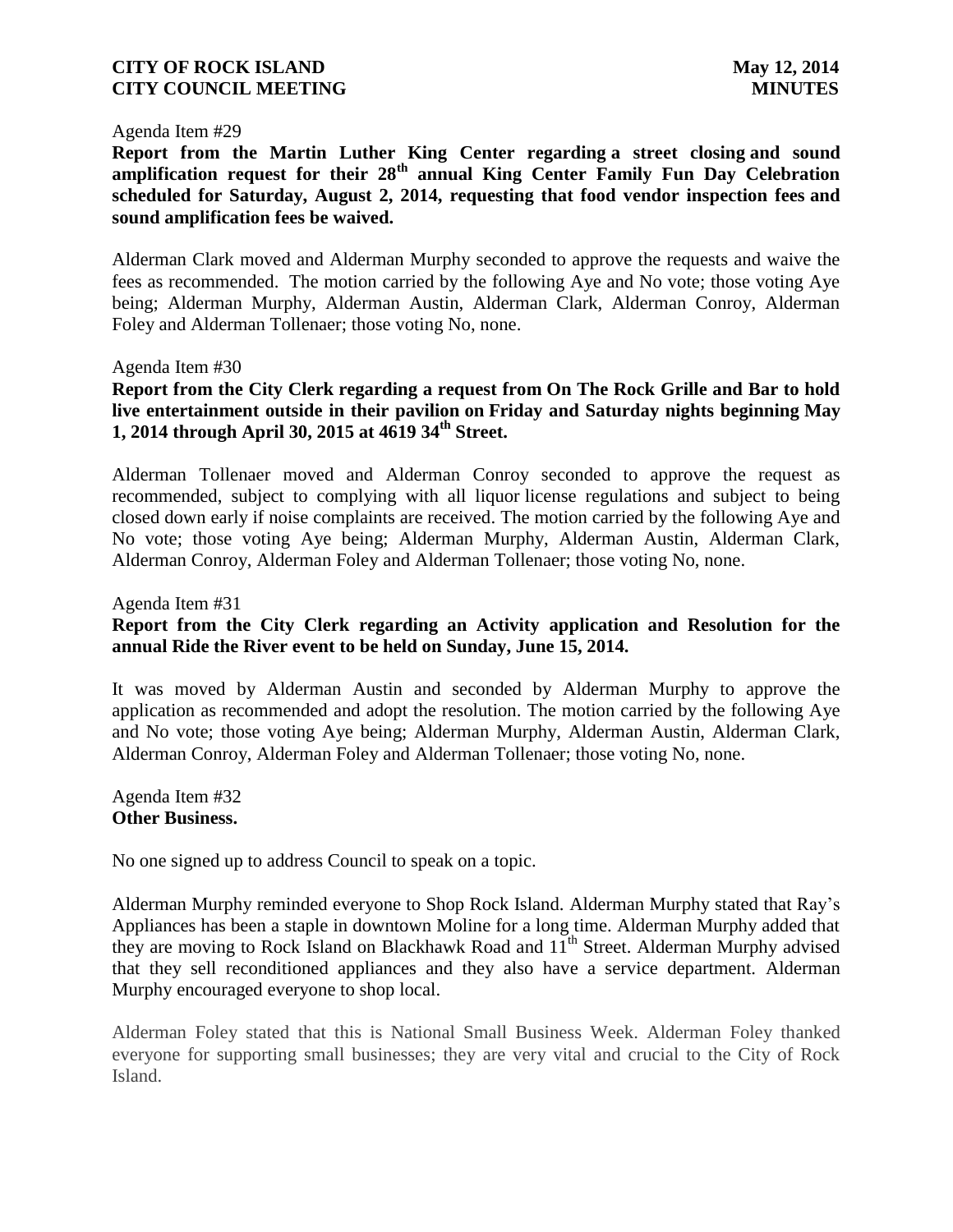Agenda Item #29

**Report from the Martin Luther King Center regarding a street closing and sound amplification request for their 28th annual King Center Family Fun Day Celebration scheduled for Saturday, August 2, 2014, requesting that food vendor inspection fees and sound amplification fees be waived.**

Alderman Clark moved and Alderman Murphy seconded to approve the requests and waive the fees as recommended. The motion carried by the following Aye and No vote; those voting Aye being; Alderman Murphy, Alderman Austin, Alderman Clark, Alderman Conroy, Alderman Foley and Alderman Tollenaer; those voting No, none.

Agenda Item #30

**Report from the City Clerk regarding a request from On The Rock Grille and Bar to hold live entertainment outside in their pavilion on Friday and Saturday nights beginning May 1, 2014 through April 30, 2015 at 4619 34th Street.**

Alderman Tollenaer moved and Alderman Conroy seconded to approve the request as recommended, subject to complying with all liquor license regulations and subject to being closed down early if noise complaints are received. The motion carried by the following Aye and No vote; those voting Aye being; Alderman Murphy, Alderman Austin, Alderman Clark, Alderman Conroy, Alderman Foley and Alderman Tollenaer; those voting No, none.

Agenda Item #31

**Report from the City Clerk regarding an Activity application and Resolution for the annual Ride the River event to be held on Sunday, June 15, 2014.**

It was moved by Alderman Austin and seconded by Alderman Murphy to approve the application as recommended and adopt the resolution. The motion carried by the following Aye and No vote; those voting Aye being; Alderman Murphy, Alderman Austin, Alderman Clark, Alderman Conroy, Alderman Foley and Alderman Tollenaer; those voting No, none.

Agenda Item #32

**Other Business.**

No one signed up to address Council to speak on a topic.

Alderman Murphy reminded everyone to Shop Rock Island. Alderman Murphy stated that Ray's Appliances has been a staple in downtown Moline for a long time. Alderman Murphy added that they are moving to Rock Island on Blackhawk Road and 11th Street. Alderman Murphy advised that they sell reconditioned appliances and they also have a service department. Alderman Murphy encouraged everyone to shop local.

Alderman Foley stated that this is National Small Business Week. Alderman Foley thanked everyone for supporting small businesses; they are very vital and crucial to the City of Rock Island.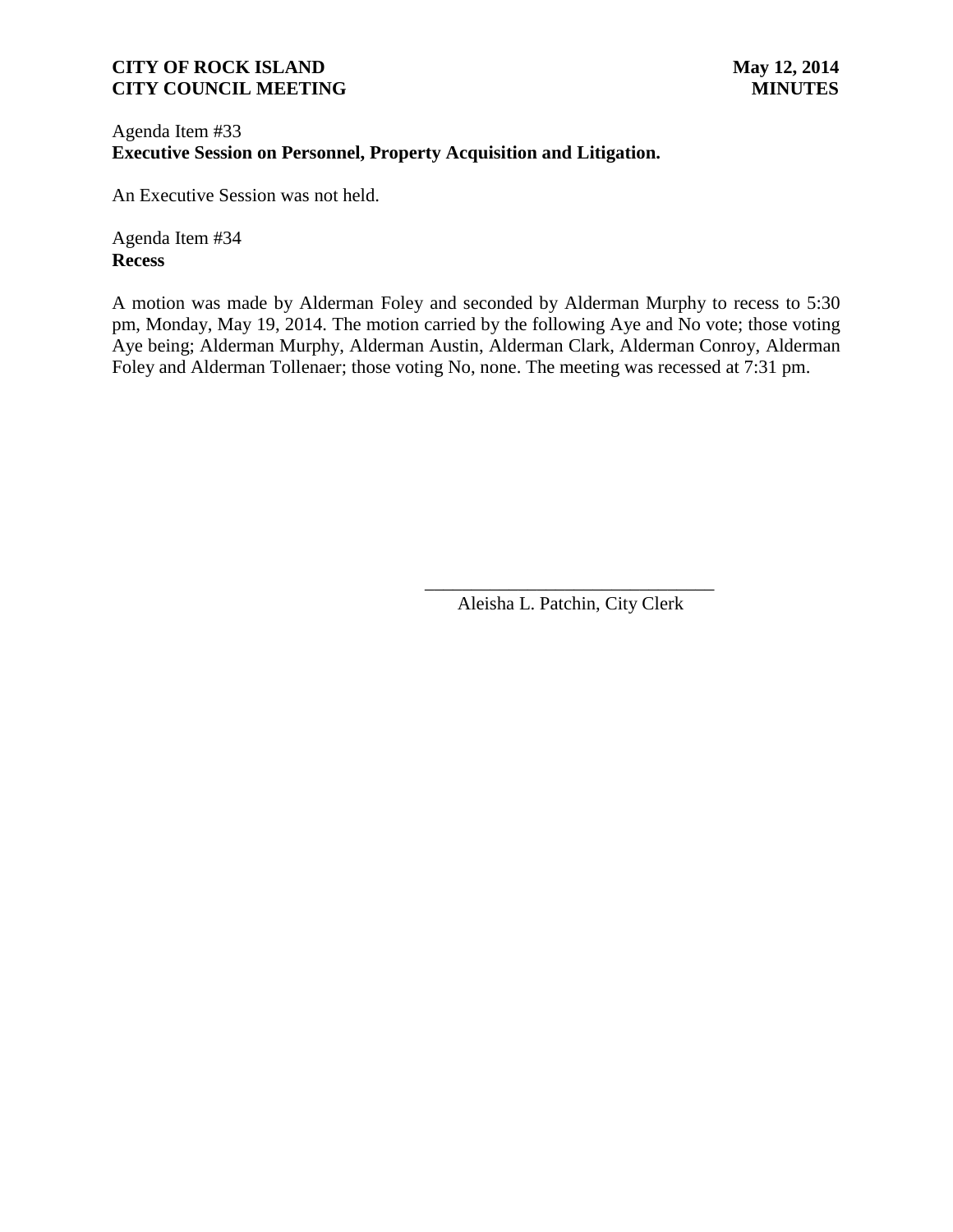Agenda Item #33
**Executive Session on Personnel, Property Acquisition and Litigation.**

An Executive Session was not held.

Agenda Item #34
**Recess**

A motion was made by Alderman Foley and seconded by Alderman Murphy to recess to 5:30 pm, Monday, May 19, 2014. The motion carried by the following Aye and No vote; those voting Aye being; Alderman Murphy, Alderman Austin, Alderman Clark, Alderman Conroy, Alderman Foley and Alderman Tollenaer; those voting No, none. The meeting was recessed at 7:31 pm.

\_\_\_\_\_\_\_\_\_\_\_\_\_\_\_\_\_\_\_\_\_\_\_\_\_\_\_\_\_\_\_

Aleisha L. Patchin, City Clerk